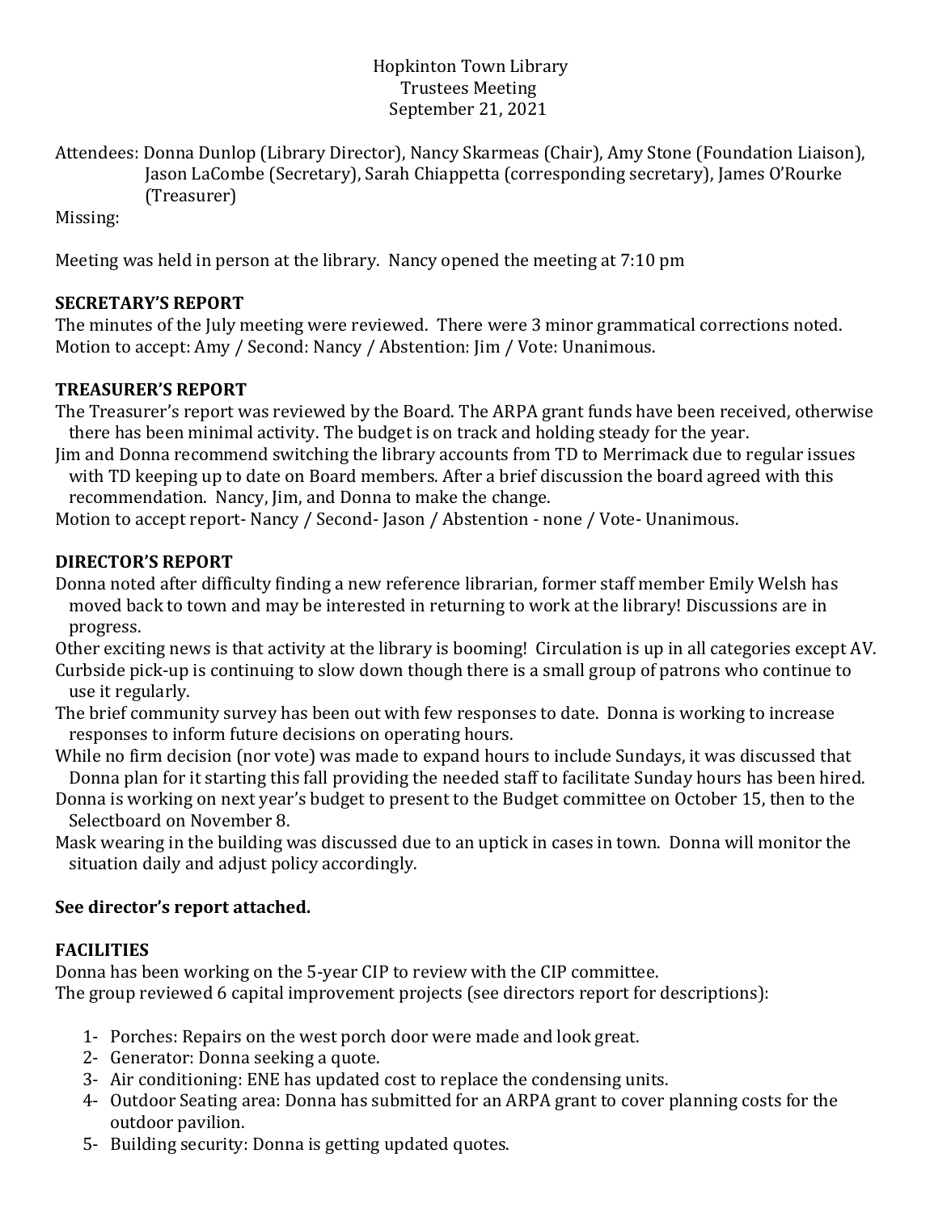Hopkinton Town Library
Trustees Meeting
September 21, 2021

Attendees: Donna Dunlop (Library Director), Nancy Skarmeas (Chair), Amy Stone (Foundation Liaison), Jason LaCombe (Secretary), Sarah Chiappetta (corresponding secretary), James O'Rourke (Treasurer)

Missing:

Meeting was held in person at the library. Nancy opened the meeting at 7:10 pm

## SECRETARY'S REPORT

The minutes of the July meeting were reviewed. There were 3 minor grammatical corrections noted. Motion to accept: Amy / Second: Nancy / Abstention: Jim / Vote: Unanimous.

## TREASURER'S REPORT

The Treasurer's report was reviewed by the Board. The ARPA grant funds have been received, otherwise there has been minimal activity. The budget is on track and holding steady for the year.

Jim and Donna recommend switching the library accounts from TD to Merrimack due to regular issues with TD keeping up to date on Board members. After a brief discussion the board agreed with this recommendation. Nancy, Jim, and Donna to make the change.

Motion to accept report- Nancy / Second- Jason / Abstention - none / Vote- Unanimous.

## DIRECTOR'S REPORT

Donna noted after difficulty finding a new reference librarian, former staff member Emily Welsh has moved back to town and may be interested in returning to work at the library! Discussions are in progress.

Other exciting news is that activity at the library is booming! Circulation is up in all categories except AV.

Curbside pick-up is continuing to slow down though there is a small group of patrons who continue to use it regularly.

The brief community survey has been out with few responses to date. Donna is working to increase responses to inform future decisions on operating hours.

While no firm decision (nor vote) was made to expand hours to include Sundays, it was discussed that Donna plan for it starting this fall providing the needed staff to facilitate Sunday hours has been hired.

Donna is working on next year's budget to present to the Budget committee on October 15, then to the Selectboard on November 8.

Mask wearing in the building was discussed due to an uptick in cases in town. Donna will monitor the situation daily and adjust policy accordingly.

**See director's report attached.**

## FACILITIES

Donna has been working on the 5-year CIP to review with the CIP committee.
The group reviewed 6 capital improvement projects (see directors report for descriptions):

1- Porches: Repairs on the west porch door were made and look great.
2- Generator: Donna seeking a quote.
3- Air conditioning: ENE has updated cost to replace the condensing units.
4- Outdoor Seating area: Donna has submitted for an ARPA grant to cover planning costs for the outdoor pavilion.
5- Building security: Donna is getting updated quotes.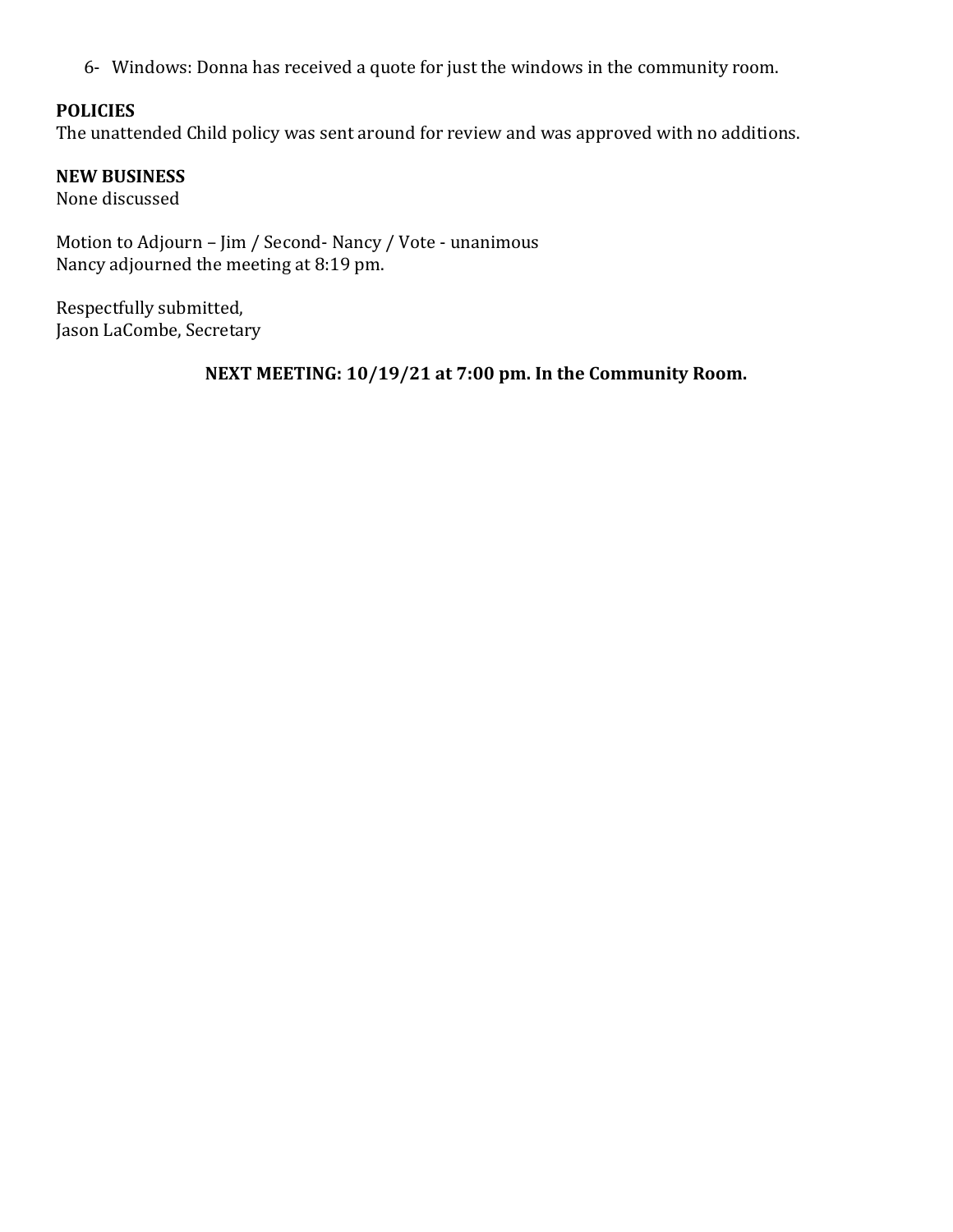6- Windows: Donna has received a quote for just the windows in the community room.

**POLICIES**

The unattended Child policy was sent around for review and was approved with no additions.

**NEW BUSINESS**

None discussed

Motion to Adjourn – Jim / Second- Nancy / Vote - unanimous
Nancy adjourned the meeting at 8:19 pm.

Respectfully submitted,
Jason LaCombe, Secretary

**NEXT MEETING: 10/19/21 at 7:00 pm. In the Community Room.**